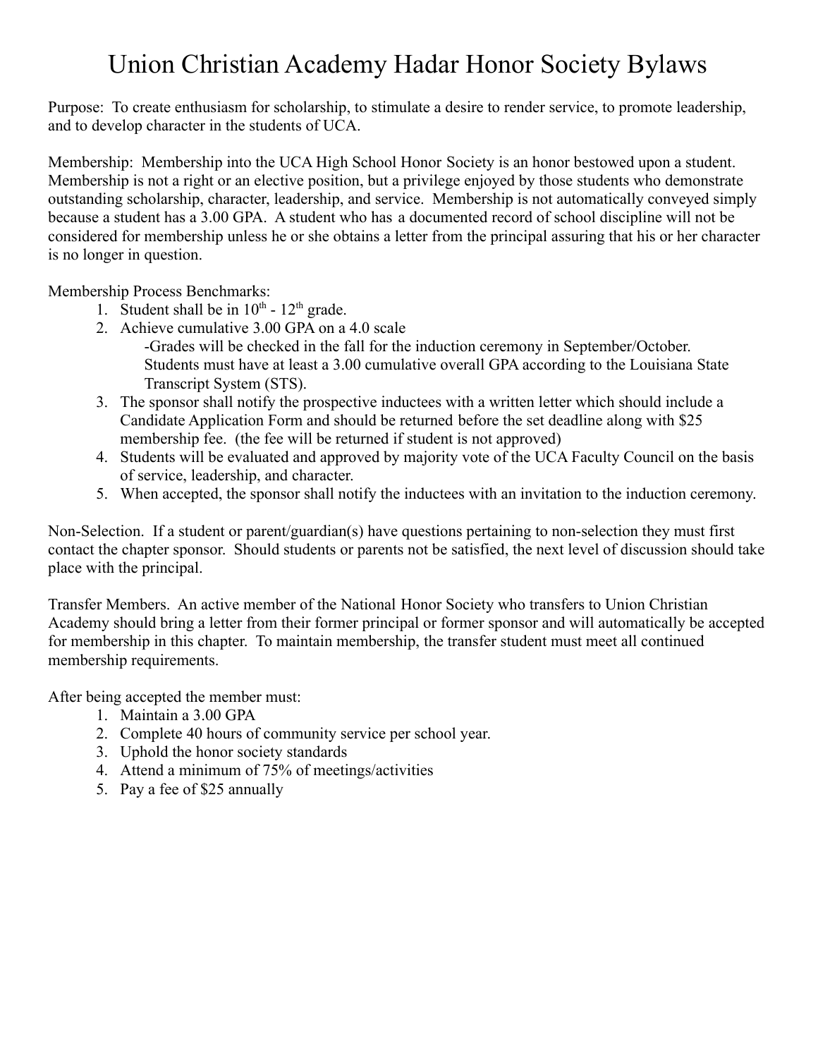# Union Christian Academy Hadar Honor Society Bylaws

Purpose: To create enthusiasm for scholarship, to stimulate a desire to render service, to promote leadership, and to develop character in the students of UCA.

Membership: Membership into the UCA High School Honor Society is an honor bestowed upon a student. Membership is not a right or an elective position, but a privilege enjoyed by those students who demonstrate outstanding scholarship, character, leadership, and service. Membership is not automatically conveyed simply because a student has a 3.00 GPA. A student who has a documented record of school discipline will not be considered for membership unless he or she obtains a letter from the principal assuring that his or her character is no longer in question.

Membership Process Benchmarks:

1. Student shall be in 10th - 12th grade.
2. Achieve cumulative 3.00 GPA on a 4.0 scale
   -Grades will be checked in the fall for the induction ceremony in September/October. Students must have at least a 3.00 cumulative overall GPA according to the Louisiana State Transcript System (STS).
3. The sponsor shall notify the prospective inductees with a written letter which should include a Candidate Application Form and should be returned before the set deadline along with $25 membership fee. (the fee will be returned if student is not approved)
4. Students will be evaluated and approved by majority vote of the UCA Faculty Council on the basis of service, leadership, and character.
5. When accepted, the sponsor shall notify the inductees with an invitation to the induction ceremony.

Non-Selection. If a student or parent/guardian(s) have questions pertaining to non-selection they must first contact the chapter sponsor. Should students or parents not be satisfied, the next level of discussion should take place with the principal.

Transfer Members. An active member of the National Honor Society who transfers to Union Christian Academy should bring a letter from their former principal or former sponsor and will automatically be accepted for membership in this chapter. To maintain membership, the transfer student must meet all continued membership requirements.

After being accepted the member must:

1. Maintain a 3.00 GPA
2. Complete 40 hours of community service per school year.
3. Uphold the honor society standards
4. Attend a minimum of 75% of meetings/activities
5. Pay a fee of $25 annually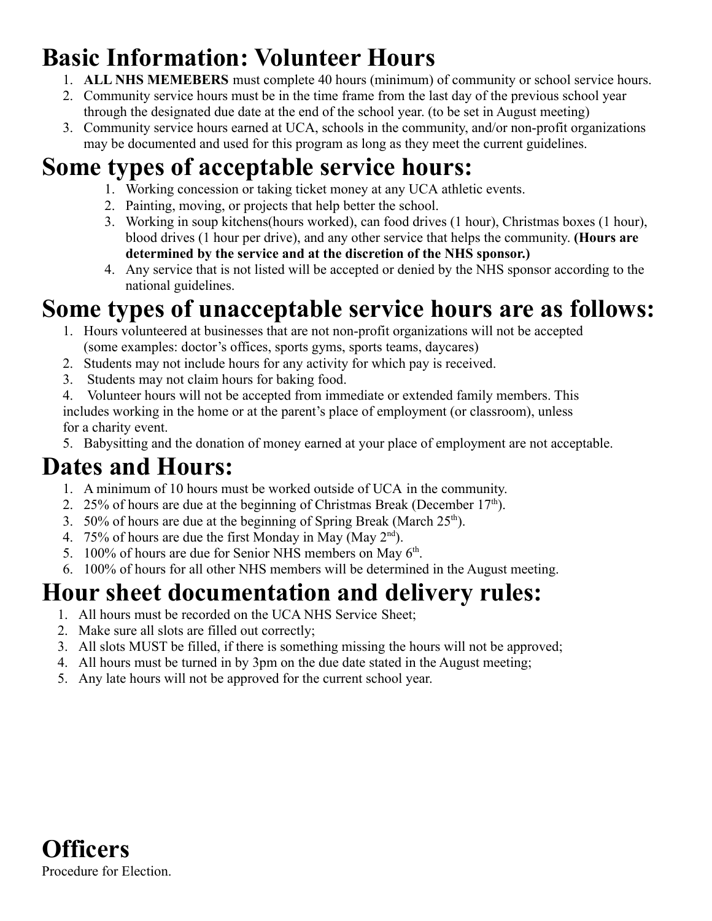# Basic Information: Volunteer Hours

1. **ALL NHS MEMEBERS** must complete 40 hours (minimum) of community or school service hours.
2. Community service hours must be in the time frame from the last day of the previous school year through the designated due date at the end of the school year. (to be set in August meeting)
3. Community service hours earned at UCA, schools in the community, and/or non-profit organizations may be documented and used for this program as long as they meet the current guidelines.

# Some types of acceptable service hours:

1. Working concession or taking ticket money at any UCA athletic events.
2. Painting, moving, or projects that help better the school.
3. Working in soup kitchens(hours worked), can food drives (1 hour), Christmas boxes (1 hour), blood drives (1 hour per drive), and any other service that helps the community. **(Hours are determined by the service and at the discretion of the NHS sponsor.)**
4. Any service that is not listed will be accepted or denied by the NHS sponsor according to the national guidelines.

# Some types of unacceptable service hours are as follows:

1. Hours volunteered at businesses that are not non-profit organizations will not be accepted (some examples: doctor's offices, sports gyms, sports teams, daycares)
2. Students may not include hours for any activity for which pay is received.
3. Students may not claim hours for baking food.
4. Volunteer hours will not be accepted from immediate or extended family members. This includes working in the home or at the parent's place of employment (or classroom), unless for a charity event.
5. Babysitting and the donation of money earned at your place of employment are not acceptable.

# Dates and Hours:

1. A minimum of 10 hours must be worked outside of UCA in the community.
2. 25% of hours are due at the beginning of Christmas Break (December 17th).
3. 50% of hours are due at the beginning of Spring Break (March 25th).
4. 75% of hours are due the first Monday in May (May 2nd).
5. 100% of hours are due for Senior NHS members on May 6th.
6. 100% of hours for all other NHS members will be determined in the August meeting.

# Hour sheet documentation and delivery rules:

1. All hours must be recorded on the UCA NHS Service Sheet;
2. Make sure all slots are filled out correctly;
3. All slots MUST be filled, if there is something missing the hours will not be approved;
4. All hours must be turned in by 3pm on the due date stated in the August meeting;
5. Any late hours will not be approved for the current school year.

# Officers

Procedure for Election.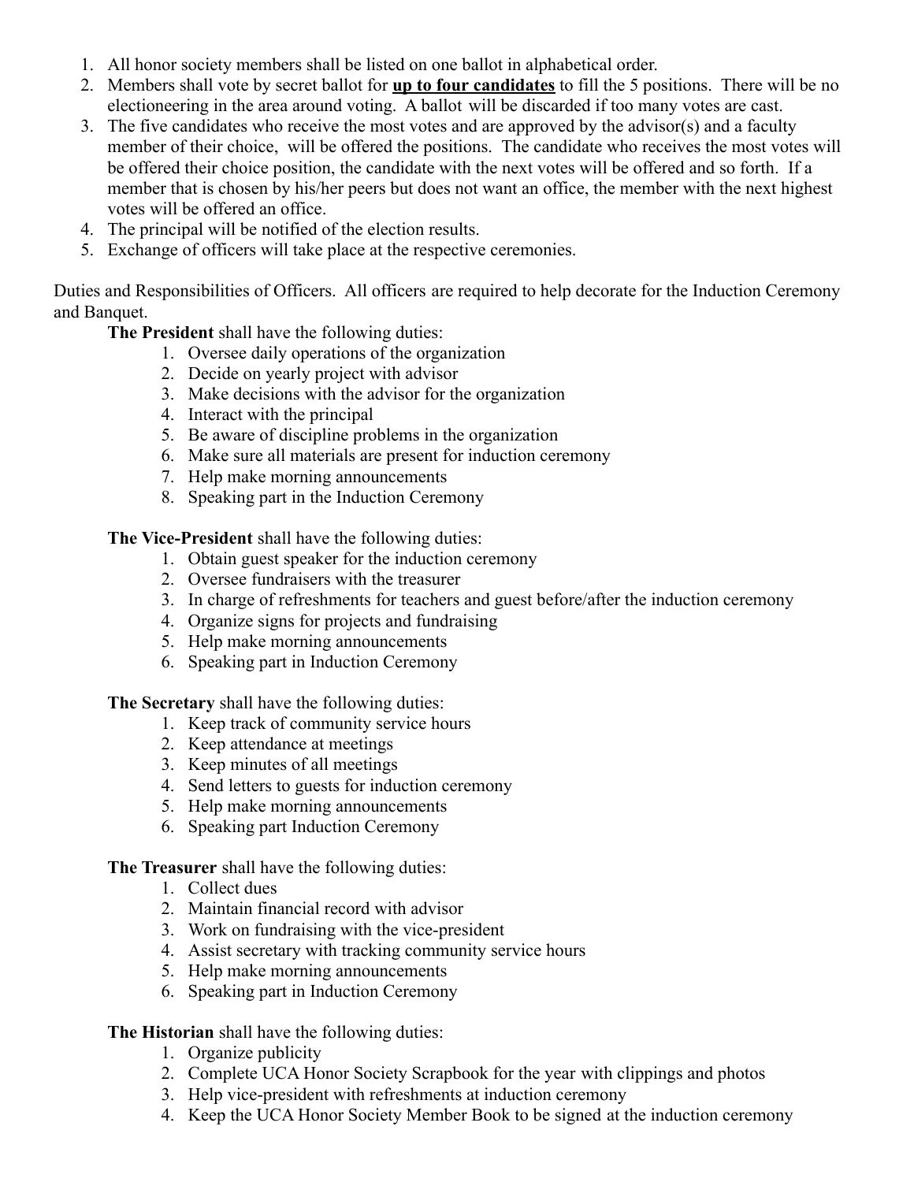1. All honor society members shall be listed on one ballot in alphabetical order.
2. Members shall vote by secret ballot for **up to four candidates** to fill the 5 positions. There will be no electioneering in the area around voting. A ballot will be discarded if too many votes are cast.
3. The five candidates who receive the most votes and are approved by the advisor(s) and a faculty member of their choice, will be offered the positions. The candidate who receives the most votes will be offered their choice position, the candidate with the next votes will be offered and so forth. If a member that is chosen by his/her peers but does not want an office, the member with the next highest votes will be offered an office.
4. The principal will be notified of the election results.
5. Exchange of officers will take place at the respective ceremonies.

Duties and Responsibilities of Officers. All officers are required to help decorate for the Induction Ceremony and Banquet.

**The President** shall have the following duties:

1. Oversee daily operations of the organization
2. Decide on yearly project with advisor
3. Make decisions with the advisor for the organization
4. Interact with the principal
5. Be aware of discipline problems in the organization
6. Make sure all materials are present for induction ceremony
7. Help make morning announcements
8. Speaking part in the Induction Ceremony

**The Vice-President** shall have the following duties:

1. Obtain guest speaker for the induction ceremony
2. Oversee fundraisers with the treasurer
3. In charge of refreshments for teachers and guest before/after the induction ceremony
4. Organize signs for projects and fundraising
5. Help make morning announcements
6. Speaking part in Induction Ceremony

**The Secretary** shall have the following duties:

1. Keep track of community service hours
2. Keep attendance at meetings
3. Keep minutes of all meetings
4. Send letters to guests for induction ceremony
5. Help make morning announcements
6. Speaking part Induction Ceremony

**The Treasurer** shall have the following duties:

1. Collect dues
2. Maintain financial record with advisor
3. Work on fundraising with the vice-president
4. Assist secretary with tracking community service hours
5. Help make morning announcements
6. Speaking part in Induction Ceremony

**The Historian** shall have the following duties:

1. Organize publicity
2. Complete UCA Honor Society Scrapbook for the year with clippings and photos
3. Help vice-president with refreshments at induction ceremony
4. Keep the UCA Honor Society Member Book to be signed at the induction ceremony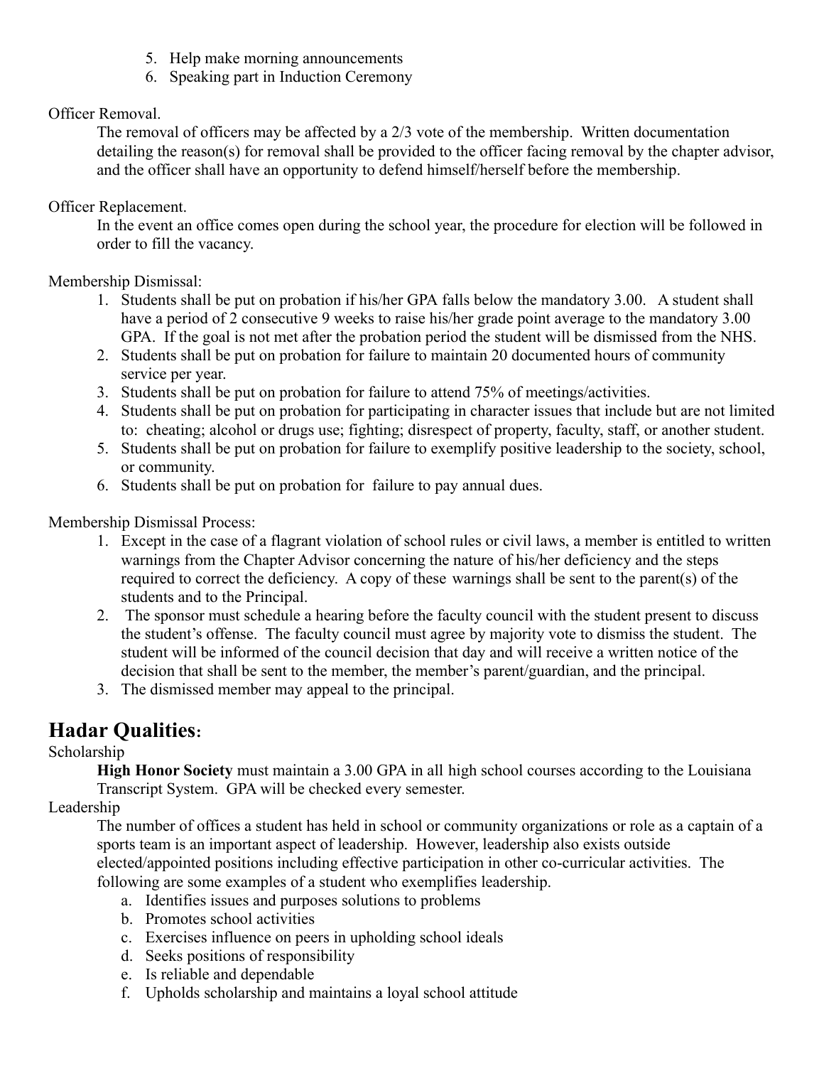5. Help make morning announcements
6. Speaking part in Induction Ceremony

Officer Removal.

The removal of officers may be affected by a 2/3 vote of the membership. Written documentation detailing the reason(s) for removal shall be provided to the officer facing removal by the chapter advisor, and the officer shall have an opportunity to defend himself/herself before the membership.

Officer Replacement.

In the event an office comes open during the school year, the procedure for election will be followed in order to fill the vacancy.

Membership Dismissal:

1. Students shall be put on probation if his/her GPA falls below the mandatory 3.00. A student shall have a period of 2 consecutive 9 weeks to raise his/her grade point average to the mandatory 3.00 GPA. If the goal is not met after the probation period the student will be dismissed from the NHS.
2. Students shall be put on probation for failure to maintain 20 documented hours of community service per year.
3. Students shall be put on probation for failure to attend 75% of meetings/activities.
4. Students shall be put on probation for participating in character issues that include but are not limited to: cheating; alcohol or drugs use; fighting; disrespect of property, faculty, staff, or another student.
5. Students shall be put on probation for failure to exemplify positive leadership to the society, school, or community.
6. Students shall be put on probation for failure to pay annual dues.

Membership Dismissal Process:

1. Except in the case of a flagrant violation of school rules or civil laws, a member is entitled to written warnings from the Chapter Advisor concerning the nature of his/her deficiency and the steps required to correct the deficiency. A copy of these warnings shall be sent to the parent(s) of the students and to the Principal.
2. The sponsor must schedule a hearing before the faculty council with the student present to discuss the student's offense. The faculty council must agree by majority vote to dismiss the student. The student will be informed of the council decision that day and will receive a written notice of the decision that shall be sent to the member, the member's parent/guardian, and the principal.
3. The dismissed member may appeal to the principal.

## Hadar Qualities:

Scholarship

**High Honor Society** must maintain a 3.00 GPA in all high school courses according to the Louisiana Transcript System. GPA will be checked every semester.

Leadership

The number of offices a student has held in school or community organizations or role as a captain of a sports team is an important aspect of leadership. However, leadership also exists outside elected/appointed positions including effective participation in other co-curricular activities. The following are some examples of a student who exemplifies leadership.

a. Identifies issues and purposes solutions to problems
b. Promotes school activities
c. Exercises influence on peers in upholding school ideals
d. Seeks positions of responsibility
e. Is reliable and dependable
f. Upholds scholarship and maintains a loyal school attitude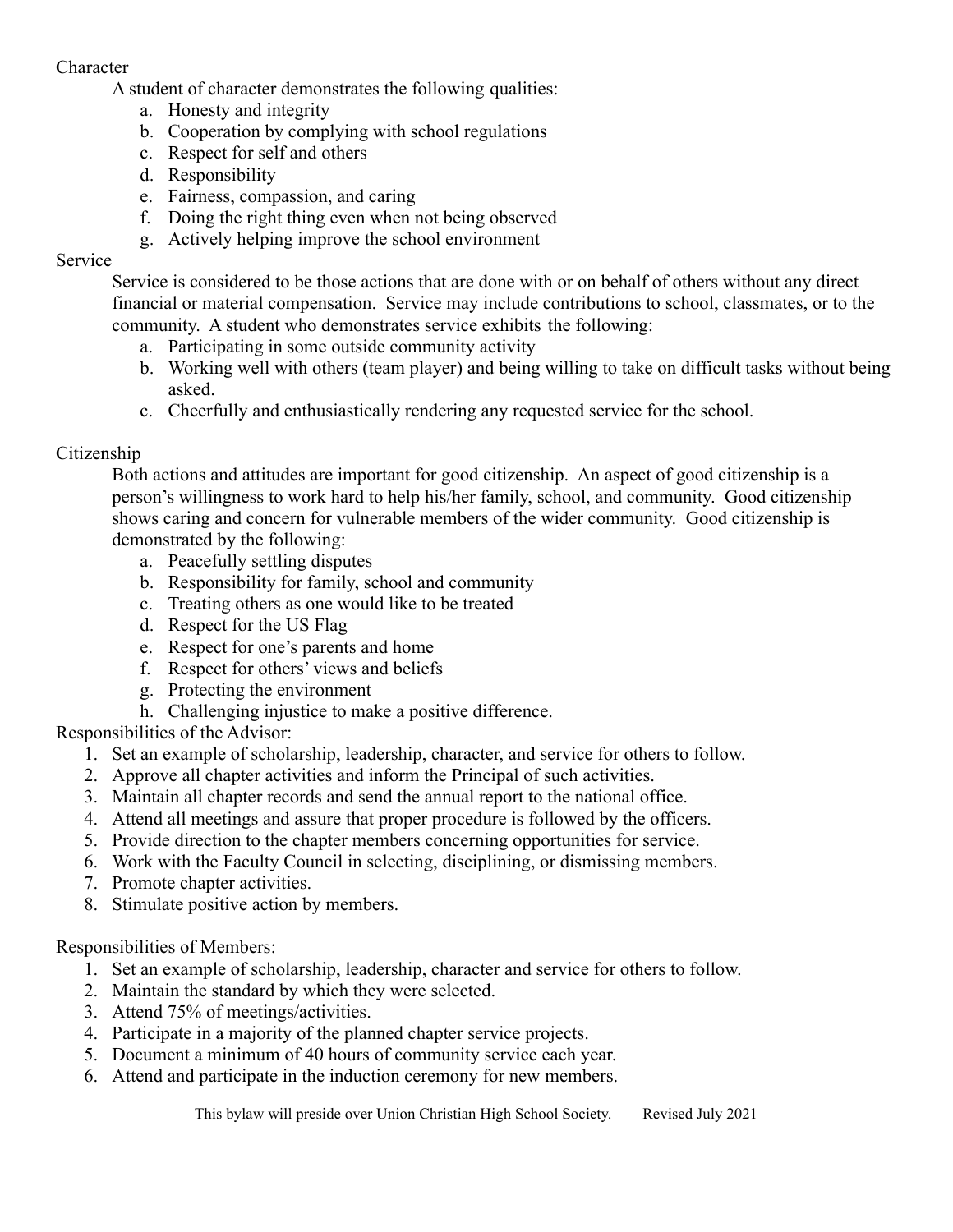Character

A student of character demonstrates the following qualities:

a. Honesty and integrity
b. Cooperation by complying with school regulations
c. Respect for self and others
d. Responsibility
e. Fairness, compassion, and caring
f. Doing the right thing even when not being observed
g. Actively helping improve the school environment

Service

Service is considered to be those actions that are done with or on behalf of others without any direct financial or material compensation. Service may include contributions to school, classmates, or to the community. A student who demonstrates service exhibits the following:

a. Participating in some outside community activity
b. Working well with others (team player) and being willing to take on difficult tasks without being asked.
c. Cheerfully and enthusiastically rendering any requested service for the school.

Citizenship

Both actions and attitudes are important for good citizenship. An aspect of good citizenship is a person's willingness to work hard to help his/her family, school, and community. Good citizenship shows caring and concern for vulnerable members of the wider community. Good citizenship is demonstrated by the following:

a. Peacefully settling disputes
b. Responsibility for family, school and community
c. Treating others as one would like to be treated
d. Respect for the US Flag
e. Respect for one's parents and home
f. Respect for others' views and beliefs
g. Protecting the environment
h. Challenging injustice to make a positive difference.

Responsibilities of the Advisor:

1. Set an example of scholarship, leadership, character, and service for others to follow.
2. Approve all chapter activities and inform the Principal of such activities.
3. Maintain all chapter records and send the annual report to the national office.
4. Attend all meetings and assure that proper procedure is followed by the officers.
5. Provide direction to the chapter members concerning opportunities for service.
6. Work with the Faculty Council in selecting, disciplining, or dismissing members.
7. Promote chapter activities.
8. Stimulate positive action by members.

Responsibilities of Members:

1. Set an example of scholarship, leadership, character and service for others to follow.
2. Maintain the standard by which they were selected.
3. Attend 75% of meetings/activities.
4. Participate in a majority of the planned chapter service projects.
5. Document a minimum of 40 hours of community service each year.
6. Attend and participate in the induction ceremony for new members.

This bylaw will preside over Union Christian High School Society. Revised July 2021